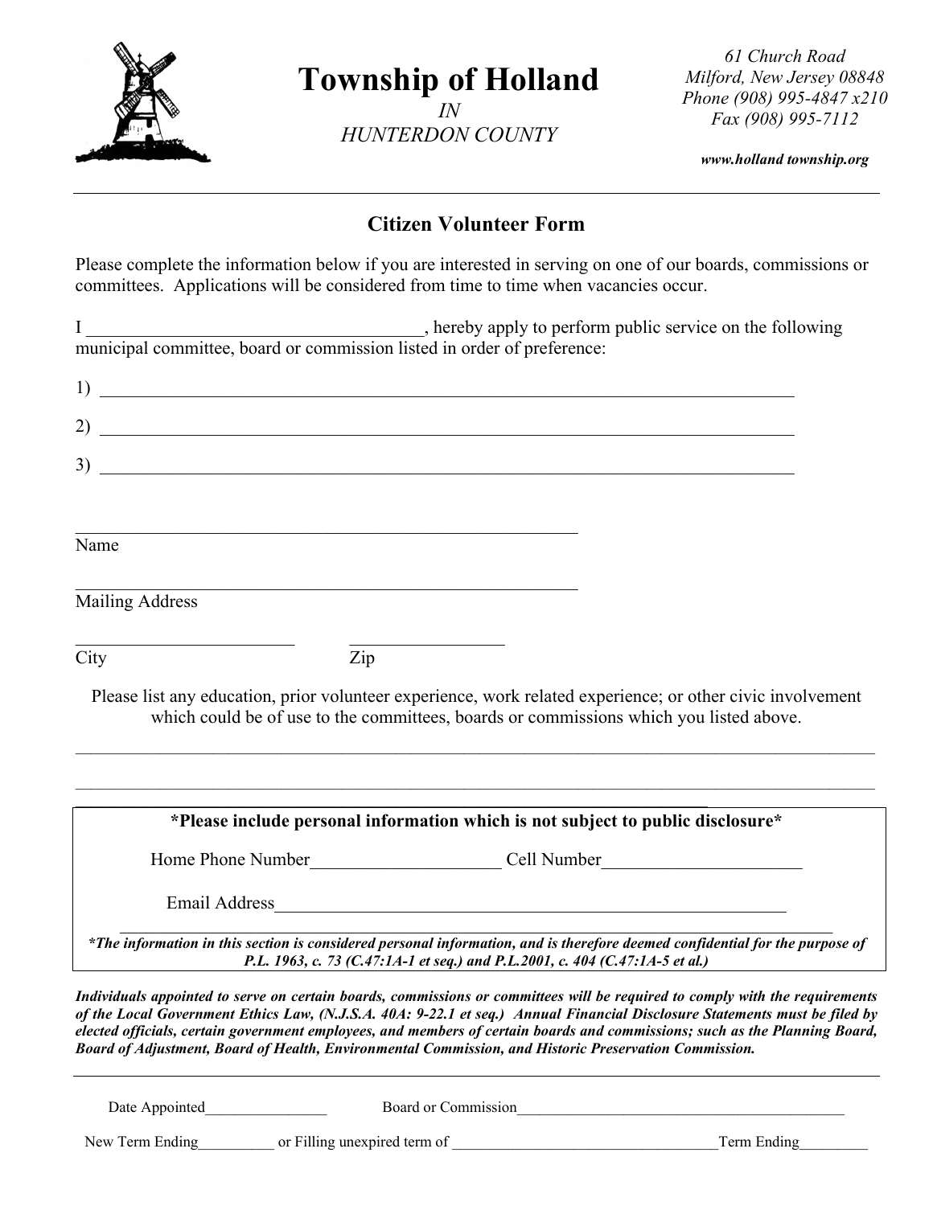# Township of Holland

*IN*

*HUNTERDON COUNTY*

*61 Church Road*
*Milford, New Jersey 08848*
*Phone (908) 995-4847 x210*
*Fax (908) 995-7112*

***www.holland township.org***

---

## Citizen Volunteer Form

Please complete the information below if you are interested in serving on one of our boards, commissions or committees. Applications will be considered from time to time when vacancies occur.

I _____________________________________, hereby apply to perform public service on the following municipal committee, board or commission listed in order of preference:

1) ______________________________________________________________________________

2) ______________________________________________________________________________

3) ______________________________________________________________________________

________________________________________________________
Name

________________________________________________________
Mailing Address

________________________ _________________
City Zip

Please list any education, prior volunteer experience, work related experience; or other civic involvement which could be of use to the committees, boards or commissions which you listed above.

_____________________________________________________________________________________________

_____________________________________________________________________________________________

**\*Please include personal information which is not subject to public disclosure\***

Home Phone Number_____________________ Cell Number______________________

Email Address___________________________________________________________

***\*The information in this section is considered personal information, and is therefore deemed confidential for the purpose of P.L. 1963, c. 73 (C.47:1A-1 et seq.) and P.L.2001, c. 404 (C.47:1A-5 et al.)***

***Individuals appointed to serve on certain boards, commissions or committees will be required to comply with the requirements of the Local Government Ethics Law, (N.J.S.A. 40A: 9-22.1 et seq.) Annual Financial Disclosure Statements must be filed by elected officials, certain government employees, and members of certain boards and commissions; such as the Planning Board, Board of Adjustment, Board of Health, Environmental Commission, and Historic Preservation Commission.***

---

Date Appointed________________ Board or Commission_____________________________________________

New Term Ending__________ or Filling unexpired term of ___________________________________Term Ending_________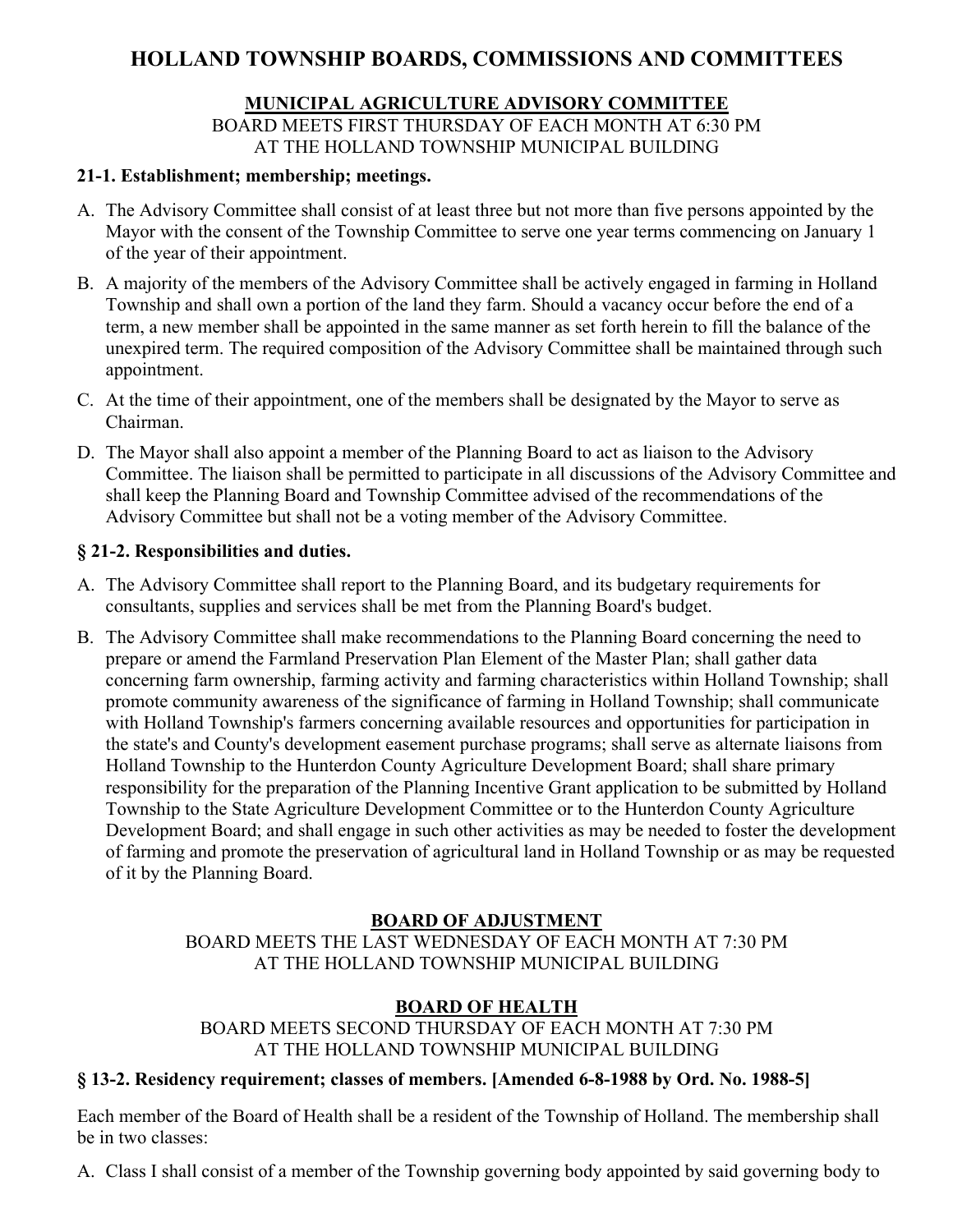# HOLLAND TOWNSHIP BOARDS, COMMISSIONS AND COMMITTEES

## MUNICIPAL AGRICULTURE ADVISORY COMMITTEE

BOARD MEETS FIRST THURSDAY OF EACH MONTH AT 6:30 PM
AT THE HOLLAND TOWNSHIP MUNICIPAL BUILDING

### 21-1. Establishment; membership; meetings.

A. The Advisory Committee shall consist of at least three but not more than five persons appointed by the Mayor with the consent of the Township Committee to serve one year terms commencing on January 1 of the year of their appointment.

B. A majority of the members of the Advisory Committee shall be actively engaged in farming in Holland Township and shall own a portion of the land they farm. Should a vacancy occur before the end of a term, a new member shall be appointed in the same manner as set forth herein to fill the balance of the unexpired term. The required composition of the Advisory Committee shall be maintained through such appointment.

C. At the time of their appointment, one of the members shall be designated by the Mayor to serve as Chairman.

D. The Mayor shall also appoint a member of the Planning Board to act as liaison to the Advisory Committee. The liaison shall be permitted to participate in all discussions of the Advisory Committee and shall keep the Planning Board and Township Committee advised of the recommendations of the Advisory Committee but shall not be a voting member of the Advisory Committee.

### § 21-2. Responsibilities and duties.

A. The Advisory Committee shall report to the Planning Board, and its budgetary requirements for consultants, supplies and services shall be met from the Planning Board's budget.

B. The Advisory Committee shall make recommendations to the Planning Board concerning the need to prepare or amend the Farmland Preservation Plan Element of the Master Plan; shall gather data concerning farm ownership, farming activity and farming characteristics within Holland Township; shall promote community awareness of the significance of farming in Holland Township; shall communicate with Holland Township's farmers concerning available resources and opportunities for participation in the state's and County's development easement purchase programs; shall serve as alternate liaisons from Holland Township to the Hunterdon County Agriculture Development Board; shall share primary responsibility for the preparation of the Planning Incentive Grant application to be submitted by Holland Township to the State Agriculture Development Committee or to the Hunterdon County Agriculture Development Board; and shall engage in such other activities as may be needed to foster the development of farming and promote the preservation of agricultural land in Holland Township or as may be requested of it by the Planning Board.

## BOARD OF ADJUSTMENT

BOARD MEETS THE LAST WEDNESDAY OF EACH MONTH AT 7:30 PM
AT THE HOLLAND TOWNSHIP MUNICIPAL BUILDING

## BOARD OF HEALTH

BOARD MEETS SECOND THURSDAY OF EACH MONTH AT 7:30 PM
AT THE HOLLAND TOWNSHIP MUNICIPAL BUILDING

### § 13-2. Residency requirement; classes of members. [Amended 6-8-1988 by Ord. No. 1988-5]

Each member of the Board of Health shall be a resident of the Township of Holland. The membership shall be in two classes:

A. Class I shall consist of a member of the Township governing body appointed by said governing body to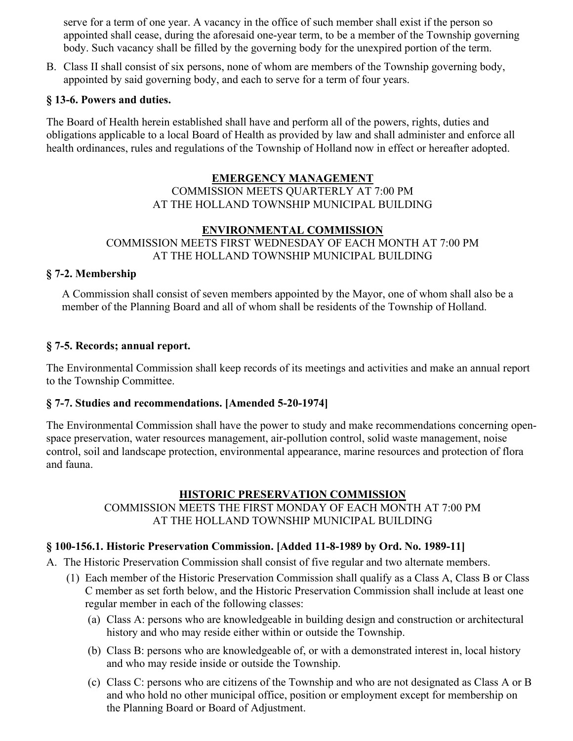serve for a term of one year. A vacancy in the office of such member shall exist if the person so appointed shall cease, during the aforesaid one-year term, to be a member of the Township governing body. Such vacancy shall be filled by the governing body for the unexpired portion of the term.

B. Class II shall consist of six persons, none of whom are members of the Township governing body, appointed by said governing body, and each to serve for a term of four years.

### § 13-6. Powers and duties.

The Board of Health herein established shall have and perform all of the powers, rights, duties and obligations applicable to a local Board of Health as provided by law and shall administer and enforce all health ordinances, rules and regulations of the Township of Holland now in effect or hereafter adopted.

## EMERGENCY MANAGEMENT

COMMISSION MEETS QUARTERLY AT 7:00 PM
AT THE HOLLAND TOWNSHIP MUNICIPAL BUILDING

## ENVIRONMENTAL COMMISSION

COMMISSION MEETS FIRST WEDNESDAY OF EACH MONTH AT 7:00 PM
AT THE HOLLAND TOWNSHIP MUNICIPAL BUILDING

### § 7-2. Membership

A Commission shall consist of seven members appointed by the Mayor, one of whom shall also be a member of the Planning Board and all of whom shall be residents of the Township of Holland.

### § 7-5. Records; annual report.

The Environmental Commission shall keep records of its meetings and activities and make an annual report to the Township Committee.

### § 7-7. Studies and recommendations. [Amended 5-20-1974]

The Environmental Commission shall have the power to study and make recommendations concerning open-space preservation, water resources management, air-pollution control, solid waste management, noise control, soil and landscape protection, environmental appearance, marine resources and protection of flora and fauna.

## HISTORIC PRESERVATION COMMISSION

COMMISSION MEETS THE FIRST MONDAY OF EACH MONTH AT 7:00 PM
AT THE HOLLAND TOWNSHIP MUNICIPAL BUILDING

### § 100-156.1. Historic Preservation Commission. [Added 11-8-1989 by Ord. No. 1989-11]

A. The Historic Preservation Commission shall consist of five regular and two alternate members.

   (1) Each member of the Historic Preservation Commission shall qualify as a Class A, Class B or Class C member as set forth below, and the Historic Preservation Commission shall include at least one regular member in each of the following classes:

      (a) Class A: persons who are knowledgeable in building design and construction or architectural history and who may reside either within or outside the Township.

      (b) Class B: persons who are knowledgeable of, or with a demonstrated interest in, local history and who may reside inside or outside the Township.

      (c) Class C: persons who are citizens of the Township and who are not designated as Class A or B and who hold no other municipal office, position or employment except for membership on the Planning Board or Board of Adjustment.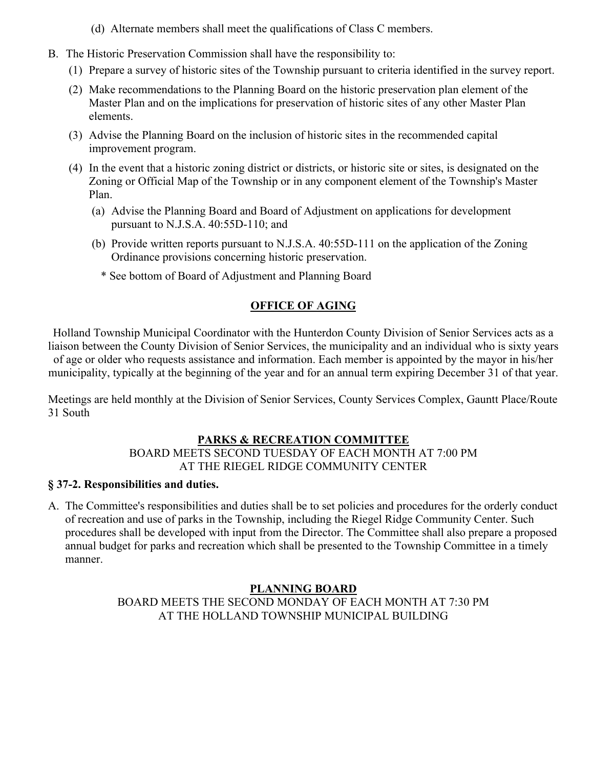(d) Alternate members shall meet the qualifications of Class C members.

B. The Historic Preservation Commission shall have the responsibility to:

(1) Prepare a survey of historic sites of the Township pursuant to criteria identified in the survey report.

(2) Make recommendations to the Planning Board on the historic preservation plan element of the Master Plan and on the implications for preservation of historic sites of any other Master Plan elements.

(3) Advise the Planning Board on the inclusion of historic sites in the recommended capital improvement program.

(4) In the event that a historic zoning district or districts, or historic site or sites, is designated on the Zoning or Official Map of the Township or in any component element of the Township's Master Plan.

(a) Advise the Planning Board and Board of Adjustment on applications for development pursuant to N.J.S.A. 40:55D-110; and

(b) Provide written reports pursuant to N.J.S.A. 40:55D-111 on the application of the Zoning Ordinance provisions concerning historic preservation.

\* See bottom of Board of Adjustment and Planning Board

## OFFICE OF AGING

Holland Township Municipal Coordinator with the Hunterdon County Division of Senior Services acts as a liaison between the County Division of Senior Services, the municipality and an individual who is sixty years of age or older who requests assistance and information. Each member is appointed by the mayor in his/her municipality, typically at the beginning of the year and for an annual term expiring December 31 of that year.

Meetings are held monthly at the Division of Senior Services, County Services Complex, Gauntt Place/Route 31 South

## PARKS & RECREATION COMMITTEE

BOARD MEETS SECOND TUESDAY OF EACH MONTH AT 7:00 PM
AT THE RIEGEL RIDGE COMMUNITY CENTER

**§ 37-2. Responsibilities and duties.**

A. The Committee's responsibilities and duties shall be to set policies and procedures for the orderly conduct of recreation and use of parks in the Township, including the Riegel Ridge Community Center. Such procedures shall be developed with input from the Director. The Committee shall also prepare a proposed annual budget for parks and recreation which shall be presented to the Township Committee in a timely manner.

## PLANNING BOARD

BOARD MEETS THE SECOND MONDAY OF EACH MONTH AT 7:30 PM
AT THE HOLLAND TOWNSHIP MUNICIPAL BUILDING